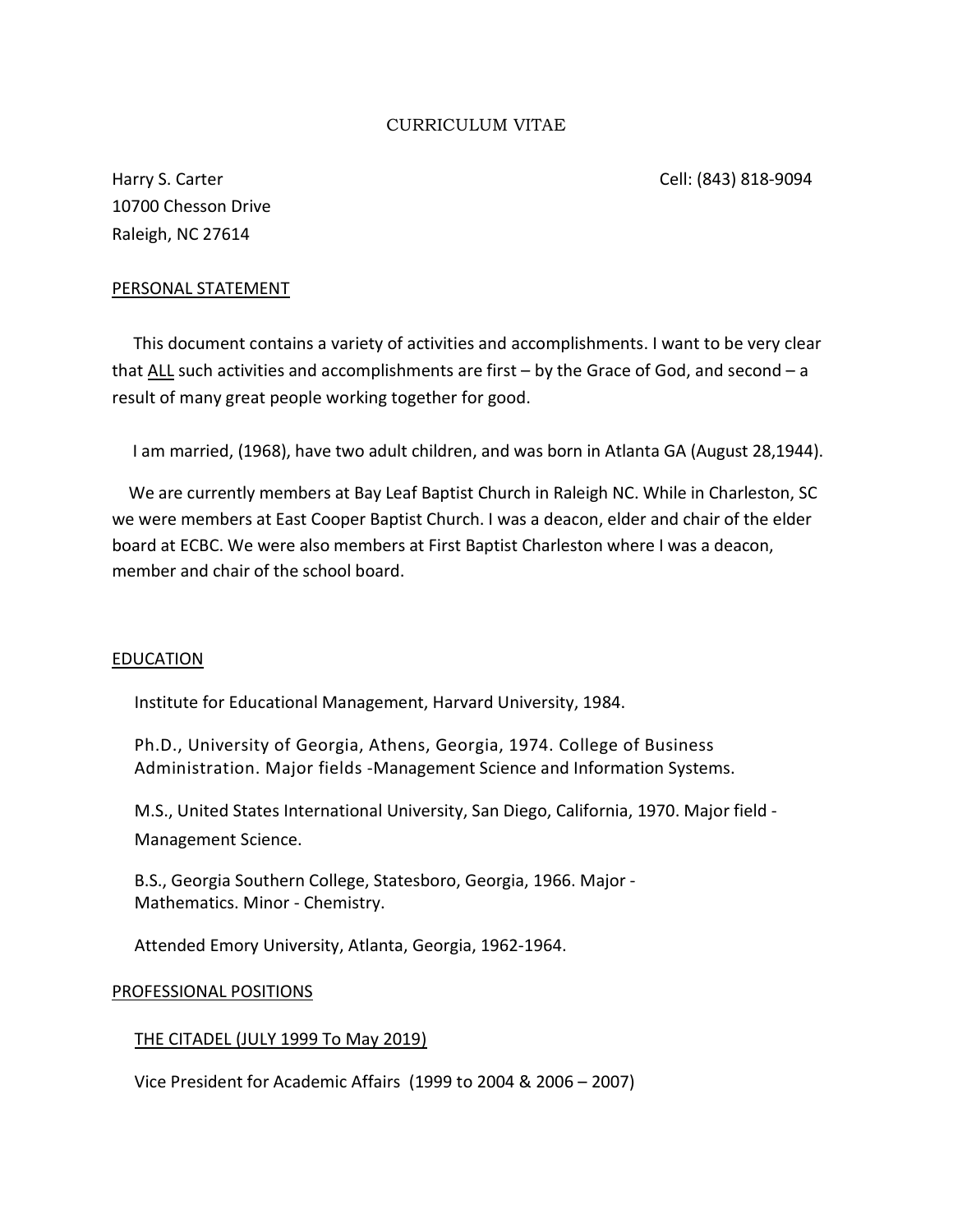# CURRICULUM VITAE

Harry S. Carter  
10700 Chesson Drive  
Raleigh, NC 27614

Cell: (843) 818-9094

## PERSONAL STATEMENT

This document contains a variety of activities and accomplishments. I want to be very clear that ALL such activities and accomplishments are first – by the Grace of God, and second – a result of many great people working together for good.

I am married, (1968), have two adult children, and was born in Atlanta GA (August 28,1944).

We are currently members at Bay Leaf Baptist Church in Raleigh NC. While in Charleston, SC we were members at East Cooper Baptist Church. I was a deacon, elder and chair of the elder board at ECBC. We were also members at First Baptist Charleston where I was a deacon, member and chair of the school board.

## EDUCATION

Institute for Educational Management, Harvard University, 1984.

Ph.D., University of Georgia, Athens, Georgia, 1974. College of Business Administration. Major fields -Management Science and Information Systems.

M.S., United States International University, San Diego, California, 1970. Major field - Management Science.

B.S., Georgia Southern College, Statesboro, Georgia, 1966. Major - Mathematics. Minor - Chemistry.

Attended Emory University, Atlanta, Georgia, 1962-1964.

## PROFESSIONAL POSITIONS

### THE CITADEL (JULY 1999 To May 2019)

Vice President for Academic Affairs (1999 to 2004 & 2006 – 2007)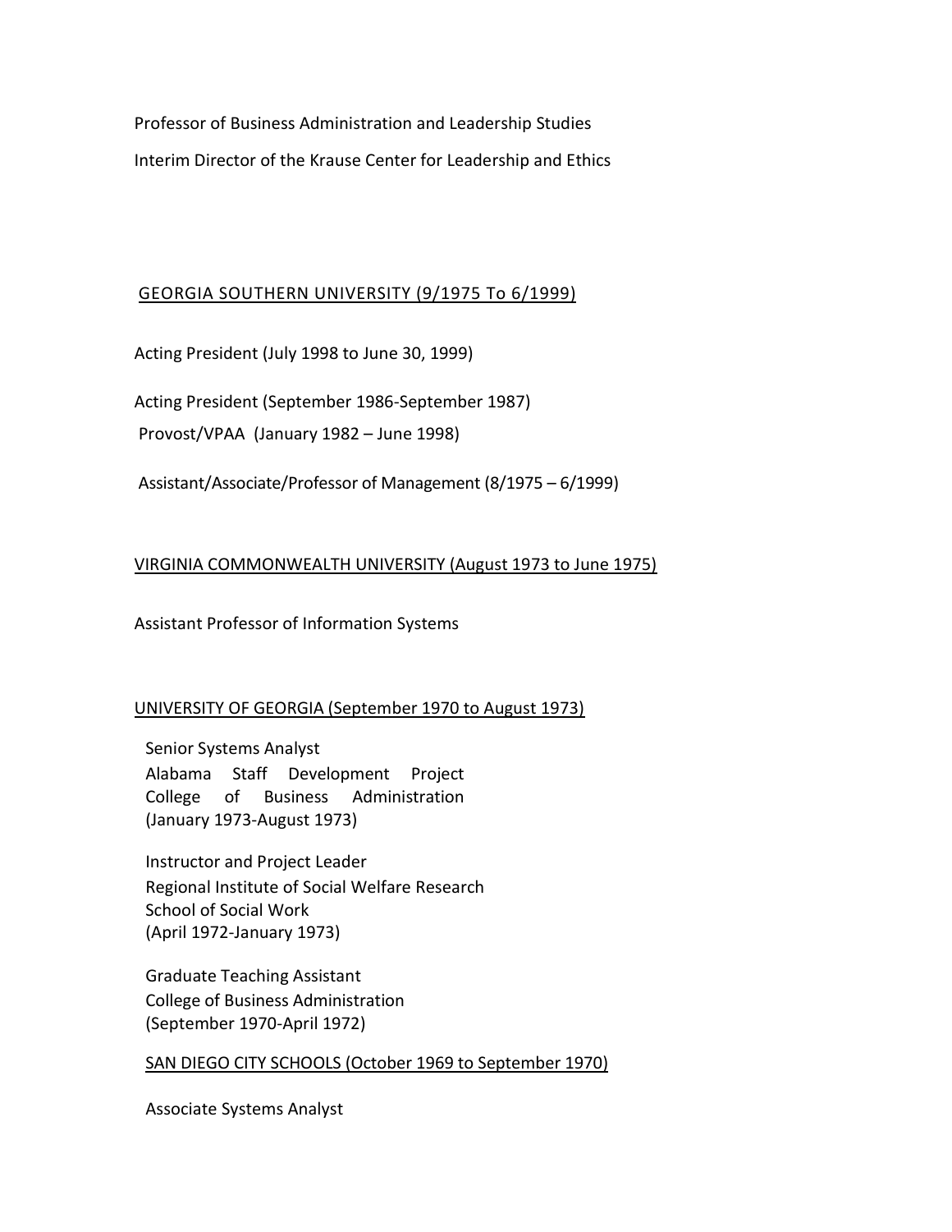Professor of Business Administration and Leadership Studies

Interim Director of the Krause Center for Leadership and Ethics

GEORGIA SOUTHERN UNIVERSITY (9/1975 To 6/1999)

Acting President (July 1998 to June 30, 1999)

Acting President (September 1986-September 1987)

Provost/VPAA (January 1982 – June 1998)

Assistant/Associate/Professor of Management (8/1975 – 6/1999)

VIRGINIA COMMONWEALTH UNIVERSITY (August 1973 to June 1975)

Assistant Professor of Information Systems

UNIVERSITY OF GEORGIA (September 1970 to August 1973)

Senior Systems Analyst
Alabama Staff Development Project
College of Business Administration
(January 1973-August 1973)

Instructor and Project Leader
Regional Institute of Social Welfare Research
School of Social Work
(April 1972-January 1973)

Graduate Teaching Assistant
College of Business Administration
(September 1970-April 1972)

SAN DIEGO CITY SCHOOLS (October 1969 to September 1970)

Associate Systems Analyst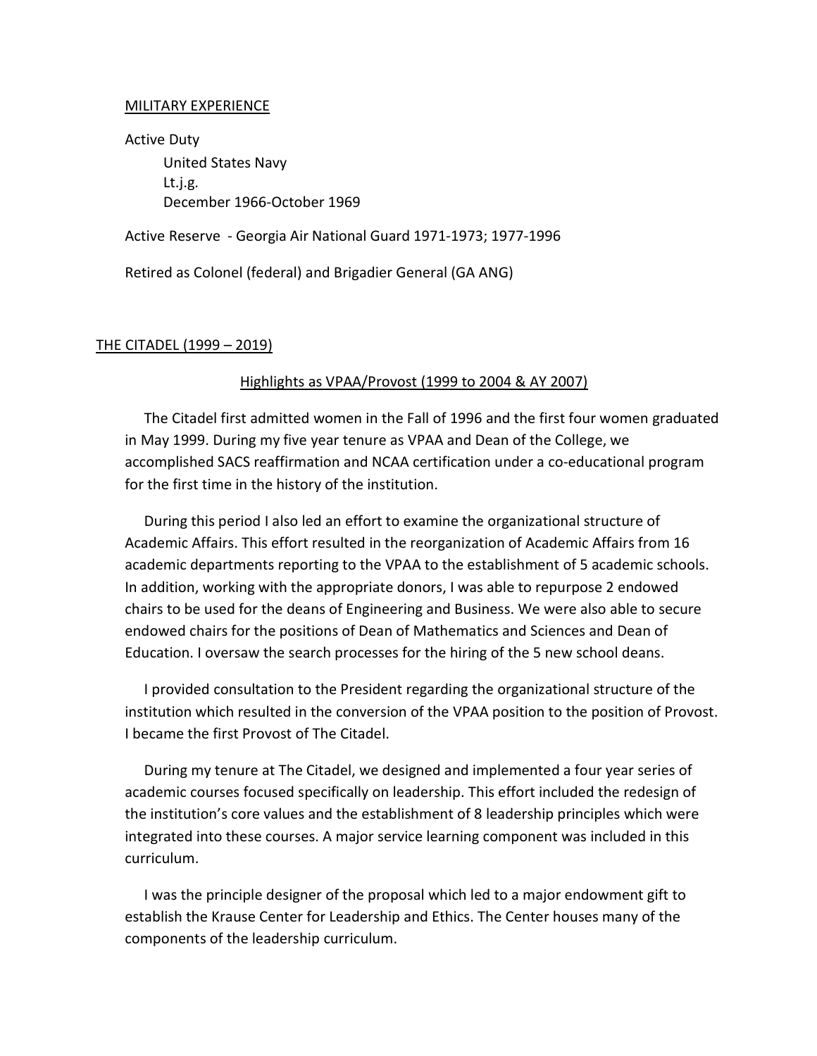## <u>MILITARY EXPERIENCE</u>

Active Duty

United States Navy
Lt.j.g.
December 1966-October 1969

Active Reserve - Georgia Air National Guard 1971-1973; 1977-1996

Retired as Colonel (federal) and Brigadier General (GA ANG)

## <u>THE CITADEL (1999 – 2019)</u>

### <u>Highlights as VPAA/Provost (1999 to 2004 & AY 2007)</u>

The Citadel first admitted women in the Fall of 1996 and the first four women graduated in May 1999. During my five year tenure as VPAA and Dean of the College, we accomplished SACS reaffirmation and NCAA certification under a co-educational program for the first time in the history of the institution.

During this period I also led an effort to examine the organizational structure of Academic Affairs. This effort resulted in the reorganization of Academic Affairs from 16 academic departments reporting to the VPAA to the establishment of 5 academic schools. In addition, working with the appropriate donors, I was able to repurpose 2 endowed chairs to be used for the deans of Engineering and Business. We were also able to secure endowed chairs for the positions of Dean of Mathematics and Sciences and Dean of Education. I oversaw the search processes for the hiring of the 5 new school deans.

I provided consultation to the President regarding the organizational structure of the institution which resulted in the conversion of the VPAA position to the position of Provost. I became the first Provost of The Citadel.

During my tenure at The Citadel, we designed and implemented a four year series of academic courses focused specifically on leadership. This effort included the redesign of the institution's core values and the establishment of 8 leadership principles which were integrated into these courses. A major service learning component was included in this curriculum.

I was the principle designer of the proposal which led to a major endowment gift to establish the Krause Center for Leadership and Ethics. The Center houses many of the components of the leadership curriculum.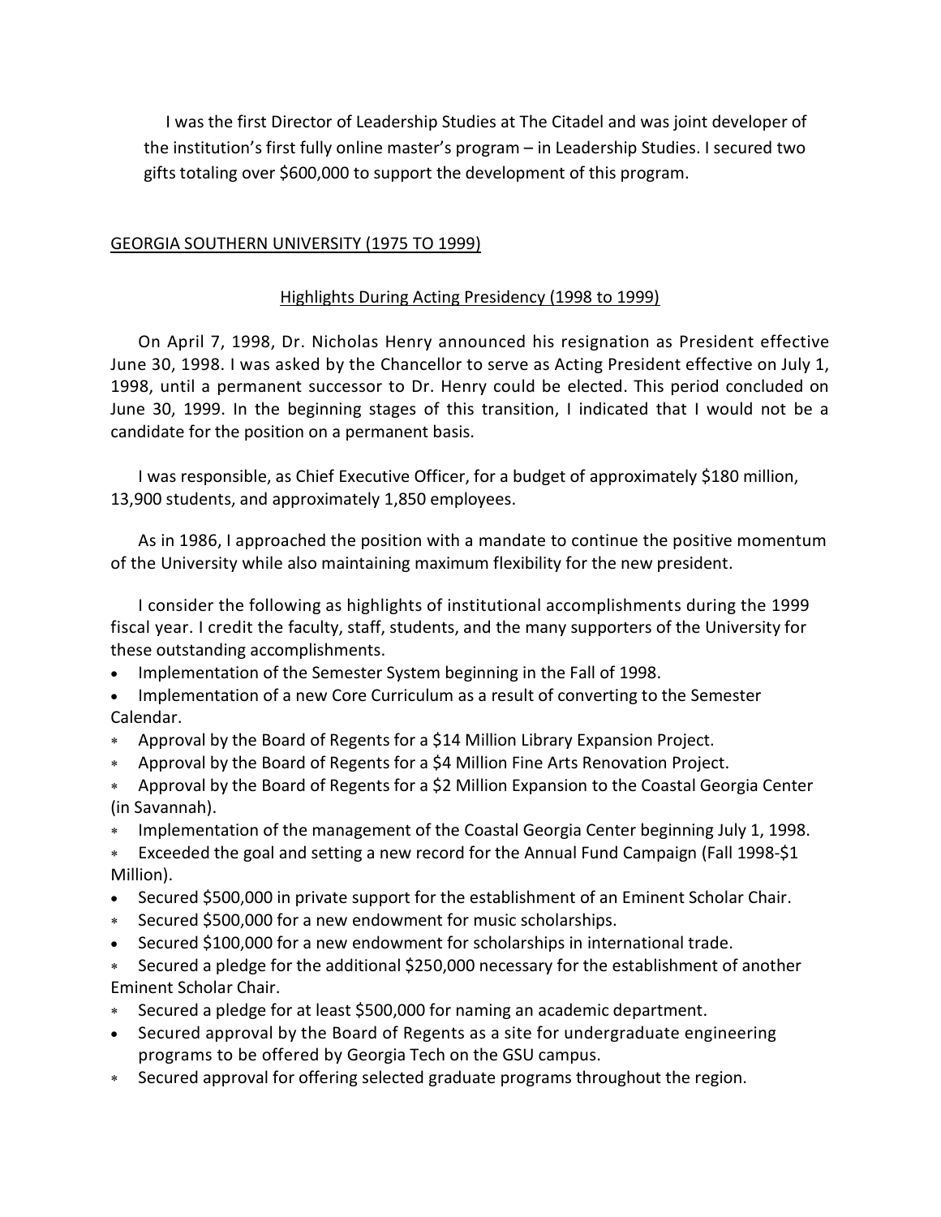I was the first Director of Leadership Studies at The Citadel and was joint developer of the institution's first fully online master's program – in Leadership Studies. I secured two gifts totaling over $600,000 to support the development of this program.

GEORGIA SOUTHERN UNIVERSITY (1975 TO 1999)

Highlights During Acting Presidency (1998 to 1999)

On April 7, 1998, Dr. Nicholas Henry announced his resignation as President effective June 30, 1998. I was asked by the Chancellor to serve as Acting President effective on July 1, 1998, until a permanent successor to Dr. Henry could be elected. This period concluded on June 30, 1999. In the beginning stages of this transition, I indicated that I would not be a candidate for the position on a permanent basis.

I was responsible, as Chief Executive Officer, for a budget of approximately $180 million, 13,900 students, and approximately 1,850 employees.

As in 1986, I approached the position with a mandate to continue the positive momentum of the University while also maintaining maximum flexibility for the new president.

I consider the following as highlights of institutional accomplishments during the 1999 fiscal year. I credit the faculty, staff, students, and the many supporters of the University for these outstanding accomplishments.

- Implementation of the Semester System beginning in the Fall of 1998.
- Implementation of a new Core Curriculum as a result of converting to the Semester Calendar.
- Approval by the Board of Regents for a $14 Million Library Expansion Project.
- Approval by the Board of Regents for a $4 Million Fine Arts Renovation Project.
- Approval by the Board of Regents for a $2 Million Expansion to the Coastal Georgia Center (in Savannah).
- Implementation of the management of the Coastal Georgia Center beginning July 1, 1998.
- Exceeded the goal and setting a new record for the Annual Fund Campaign (Fall 1998-$1 Million).
- Secured $500,000 in private support for the establishment of an Eminent Scholar Chair.
- Secured $500,000 for a new endowment for music scholarships.
- Secured $100,000 for a new endowment for scholarships in international trade.
- Secured a pledge for the additional $250,000 necessary for the establishment of another Eminent Scholar Chair.
- Secured a pledge for at least $500,000 for naming an academic department.
- Secured approval by the Board of Regents as a site for undergraduate engineering programs to be offered by Georgia Tech on the GSU campus.
- Secured approval for offering selected graduate programs throughout the region.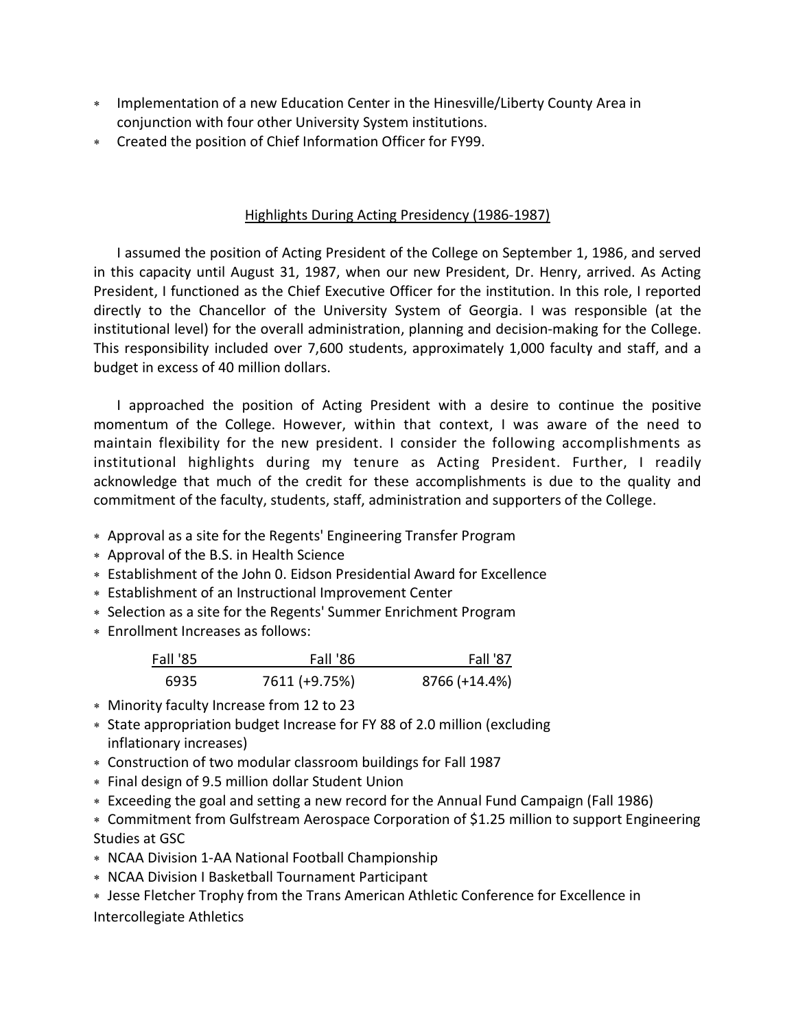- Implementation of a new Education Center in the Hinesville/Liberty County Area in conjunction with four other University System institutions.
- Created the position of Chief Information Officer for FY99.

## Highlights During Acting Presidency (1986-1987)

I assumed the position of Acting President of the College on September 1, 1986, and served in this capacity until August 31, 1987, when our new President, Dr. Henry, arrived. As Acting President, I functioned as the Chief Executive Officer for the institution. In this role, I reported directly to the Chancellor of the University System of Georgia. I was responsible (at the institutional level) for the overall administration, planning and decision-making for the College. This responsibility included over 7,600 students, approximately 1,000 faculty and staff, and a budget in excess of 40 million dollars.

I approached the position of Acting President with a desire to continue the positive momentum of the College. However, within that context, I was aware of the need to maintain flexibility for the new president. I consider the following accomplishments as institutional highlights during my tenure as Acting President. Further, I readily acknowledge that much of the credit for these accomplishments is due to the quality and commitment of the faculty, students, staff, administration and supporters of the College.

- Approval as a site for the Regents' Engineering Transfer Program
- Approval of the B.S. in Health Science
- Establishment of the John 0. Eidson Presidential Award for Excellence
- Establishment of an Instructional Improvement Center
- Selection as a site for the Regents' Summer Enrichment Program
- Enrollment Increases as follows:

| Fall '85 | Fall '86 | Fall '87 |
|---|---|---|
| 6935 | 7611 (+9.75%) | 8766 (+14.4%) |

- Minority faculty Increase from 12 to 23
- State appropriation budget Increase for FY 88 of 2.0 million (excluding inflationary increases)
- Construction of two modular classroom buildings for Fall 1987
- Final design of 9.5 million dollar Student Union
- Exceeding the goal and setting a new record for the Annual Fund Campaign (Fall 1986)
- Commitment from Gulfstream Aerospace Corporation of $1.25 million to support Engineering Studies at GSC
- NCAA Division 1-AA National Football Championship
- NCAA Division I Basketball Tournament Participant
- Jesse Fletcher Trophy from the Trans American Athletic Conference for Excellence in Intercollegiate Athletics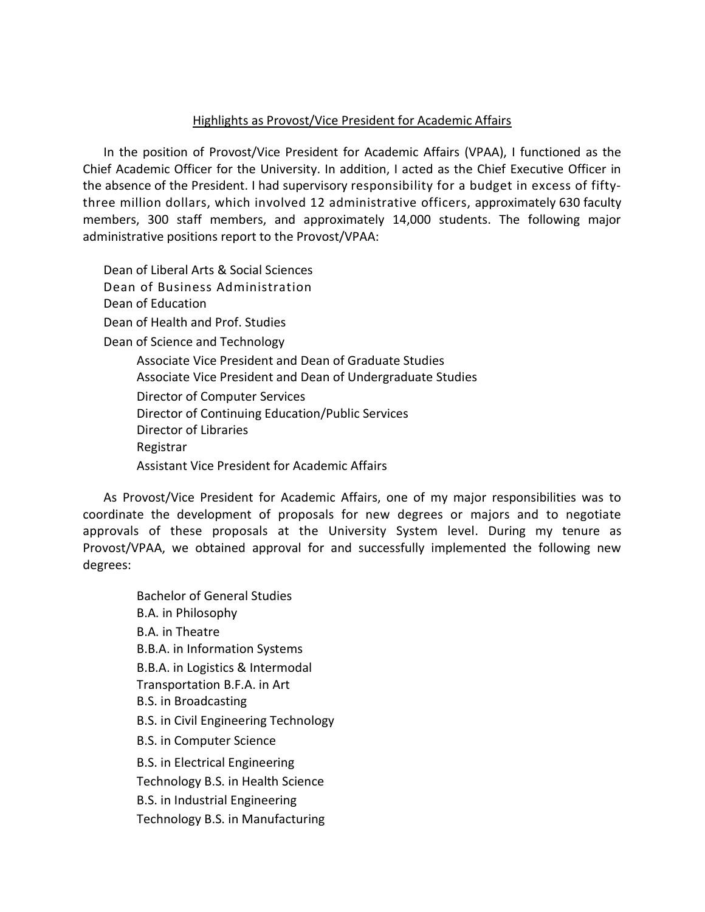Highlights as Provost/Vice President for Academic Affairs

In the position of Provost/Vice President for Academic Affairs (VPAA), I functioned as the Chief Academic Officer for the University. In addition, I acted as the Chief Executive Officer in the absence of the President. I had supervisory responsibility for a budget in excess of fifty-three million dollars, which involved 12 administrative officers, approximately 630 faculty members, 300 staff members, and approximately 14,000 students. The following major administrative positions report to the Provost/VPAA:

Dean of Liberal Arts & Social Sciences
Dean of Business Administration
Dean of Education
Dean of Health and Prof. Studies
Dean of Science and Technology
    Associate Vice President and Dean of Graduate Studies
    Associate Vice President and Dean of Undergraduate Studies
    Director of Computer Services
    Director of Continuing Education/Public Services
    Director of Libraries
    Registrar
    Assistant Vice President for Academic Affairs

As Provost/Vice President for Academic Affairs, one of my major responsibilities was to coordinate the development of proposals for new degrees or majors and to negotiate approvals of these proposals at the University System level. During my tenure as Provost/VPAA, we obtained approval for and successfully implemented the following new degrees:

Bachelor of General Studies
B.A. in Philosophy
B.A. in Theatre
B.B.A. in Information Systems
B.B.A. in Logistics & Intermodal
Transportation B.F.A. in Art
B.S. in Broadcasting
B.S. in Civil Engineering Technology
B.S. in Computer Science
B.S. in Electrical Engineering
Technology B.S. in Health Science
B.S. in Industrial Engineering
Technology B.S. in Manufacturing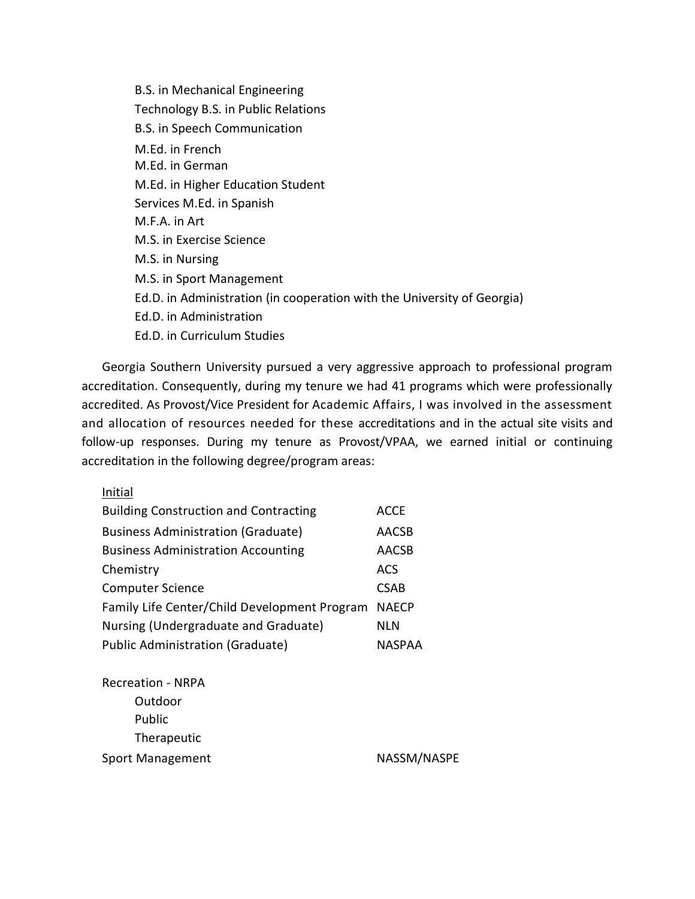B.S. in Mechanical Engineering
Technology B.S. in Public Relations
B.S. in Speech Communication
M.Ed. in French
M.Ed. in German
M.Ed. in Higher Education Student
Services M.Ed. in Spanish
M.F.A. in Art
M.S. in Exercise Science
M.S. in Nursing
M.S. in Sport Management
Ed.D. in Administration (in cooperation with the University of Georgia)
Ed.D. in Administration
Ed.D. in Curriculum Studies

Georgia Southern University pursued a very aggressive approach to professional program accreditation. Consequently, during my tenure we had 41 programs which were professionally accredited. As Provost/Vice President for Academic Affairs, I was involved in the assessment and allocation of resources needed for these accreditations and in the actual site visits and follow-up responses. During my tenure as Provost/VPAA, we earned initial or continuing accreditation in the following degree/program areas:

<u>Initial</u>

| | |
|---|---|
| Building Construction and Contracting | ACCE |
| Business Administration (Graduate) | AACSB |
| Business Administration Accounting | AACSB |
| Chemistry | ACS |
| Computer Science | CSAB |
| Family Life Center/Child Development Program | NAECP |
| Nursing (Undergraduate and Graduate) | NLN |
| Public Administration (Graduate) | NASPAA |
| Recreation - NRPA | |
| Outdoor | |
| Public | |
| Therapeutic | |
| Sport Management | NASSM/NASPE |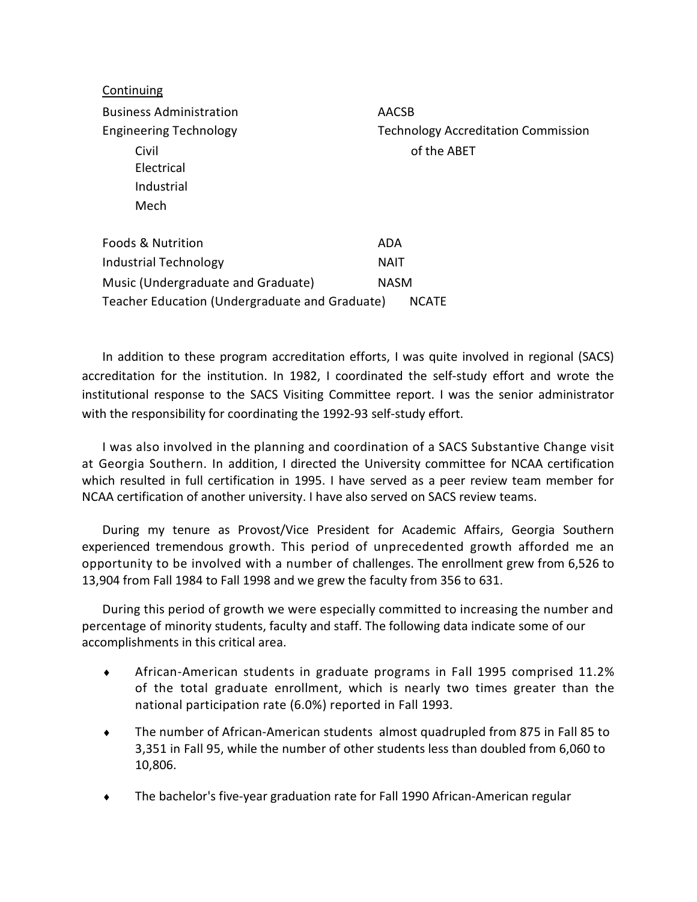Continuing

| | |
|---|---|
| Business Administration | AACSB |
| Engineering Technology | Technology Accreditation Commission of the ABET |
| Civil | |
| Electrical | |
| Industrial | |
| Mech | |
| Foods & Nutrition | ADA |
| Industrial Technology | NAIT |
| Music (Undergraduate and Graduate) | NASM |
| Teacher Education (Undergraduate and Graduate) | NCATE |

In addition to these program accreditation efforts, I was quite involved in regional (SACS) accreditation for the institution. In 1982, I coordinated the self-study effort and wrote the institutional response to the SACS Visiting Committee report. I was the senior administrator with the responsibility for coordinating the 1992-93 self-study effort.

I was also involved in the planning and coordination of a SACS Substantive Change visit at Georgia Southern. In addition, I directed the University committee for NCAA certification which resulted in full certification in 1995. I have served as a peer review team member for NCAA certification of another university. I have also served on SACS review teams.

During my tenure as Provost/Vice President for Academic Affairs, Georgia Southern experienced tremendous growth. This period of unprecedented growth afforded me an opportunity to be involved with a number of challenges. The enrollment grew from 6,526 to 13,904 from Fall 1984 to Fall 1998 and we grew the faculty from 356 to 631.

During this period of growth we were especially committed to increasing the number and percentage of minority students, faculty and staff. The following data indicate some of our accomplishments in this critical area.

- African-American students in graduate programs in Fall 1995 comprised 11.2% of the total graduate enrollment, which is nearly two times greater than the national participation rate (6.0%) reported in Fall 1993.
- The number of African-American students almost quadrupled from 875 in Fall 85 to 3,351 in Fall 95, while the number of other students less than doubled from 6,060 to 10,806.
- The bachelor's five-year graduation rate for Fall 1990 African-American regular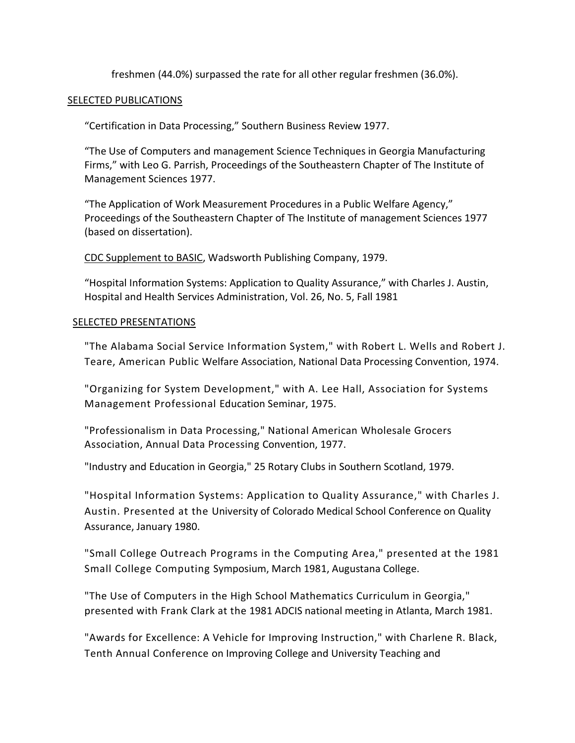freshmen (44.0%) surpassed the rate for all other regular freshmen (36.0%).

## SELECTED PUBLICATIONS

"Certification in Data Processing," Southern Business Review 1977.

"The Use of Computers and management Science Techniques in Georgia Manufacturing Firms," with Leo G. Parrish, Proceedings of the Southeastern Chapter of The Institute of Management Sciences 1977.

"The Application of Work Measurement Procedures in a Public Welfare Agency," Proceedings of the Southeastern Chapter of The Institute of management Sciences 1977 (based on dissertation).

CDC Supplement to BASIC, Wadsworth Publishing Company, 1979.

"Hospital Information Systems: Application to Quality Assurance," with Charles J. Austin, Hospital and Health Services Administration, Vol. 26, No. 5, Fall 1981

## SELECTED PRESENTATIONS

"The Alabama Social Service Information System," with Robert L. Wells and Robert J. Teare, American Public Welfare Association, National Data Processing Convention, 1974.

"Organizing for System Development," with A. Lee Hall, Association for Systems Management Professional Education Seminar, 1975.

"Professionalism in Data Processing," National American Wholesale Grocers Association, Annual Data Processing Convention, 1977.

"Industry and Education in Georgia," 25 Rotary Clubs in Southern Scotland, 1979.

"Hospital Information Systems: Application to Quality Assurance," with Charles J. Austin. Presented at the University of Colorado Medical School Conference on Quality Assurance, January 1980.

"Small College Outreach Programs in the Computing Area," presented at the 1981 Small College Computing Symposium, March 1981, Augustana College.

"The Use of Computers in the High School Mathematics Curriculum in Georgia," presented with Frank Clark at the 1981 ADCIS national meeting in Atlanta, March 1981.

"Awards for Excellence: A Vehicle for Improving Instruction," with Charlene R. Black, Tenth Annual Conference on Improving College and University Teaching and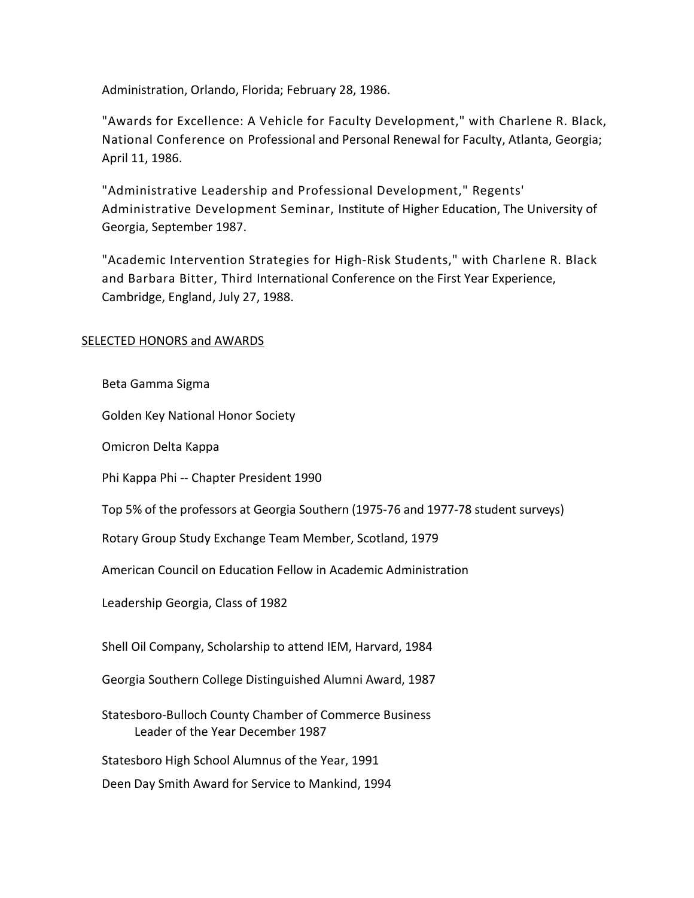Administration, Orlando, Florida; February 28, 1986.

"Awards for Excellence: A Vehicle for Faculty Development," with Charlene R. Black, National Conference on Professional and Personal Renewal for Faculty, Atlanta, Georgia; April 11, 1986.

"Administrative Leadership and Professional Development," Regents' Administrative Development Seminar, Institute of Higher Education, The University of Georgia, September 1987.

"Academic Intervention Strategies for High-Risk Students," with Charlene R. Black and Barbara Bitter, Third International Conference on the First Year Experience, Cambridge, England, July 27, 1988.

<u>SELECTED HONORS and AWARDS</u>

Beta Gamma Sigma

Golden Key National Honor Society

Omicron Delta Kappa

Phi Kappa Phi -- Chapter President 1990

Top 5% of the professors at Georgia Southern (1975-76 and 1977-78 student surveys)

Rotary Group Study Exchange Team Member, Scotland, 1979

American Council on Education Fellow in Academic Administration

Leadership Georgia, Class of 1982

Shell Oil Company, Scholarship to attend IEM, Harvard, 1984

Georgia Southern College Distinguished Alumni Award, 1987

Statesboro-Bulloch County Chamber of Commerce Business Leader of the Year December 1987

Statesboro High School Alumnus of the Year, 1991

Deen Day Smith Award for Service to Mankind, 1994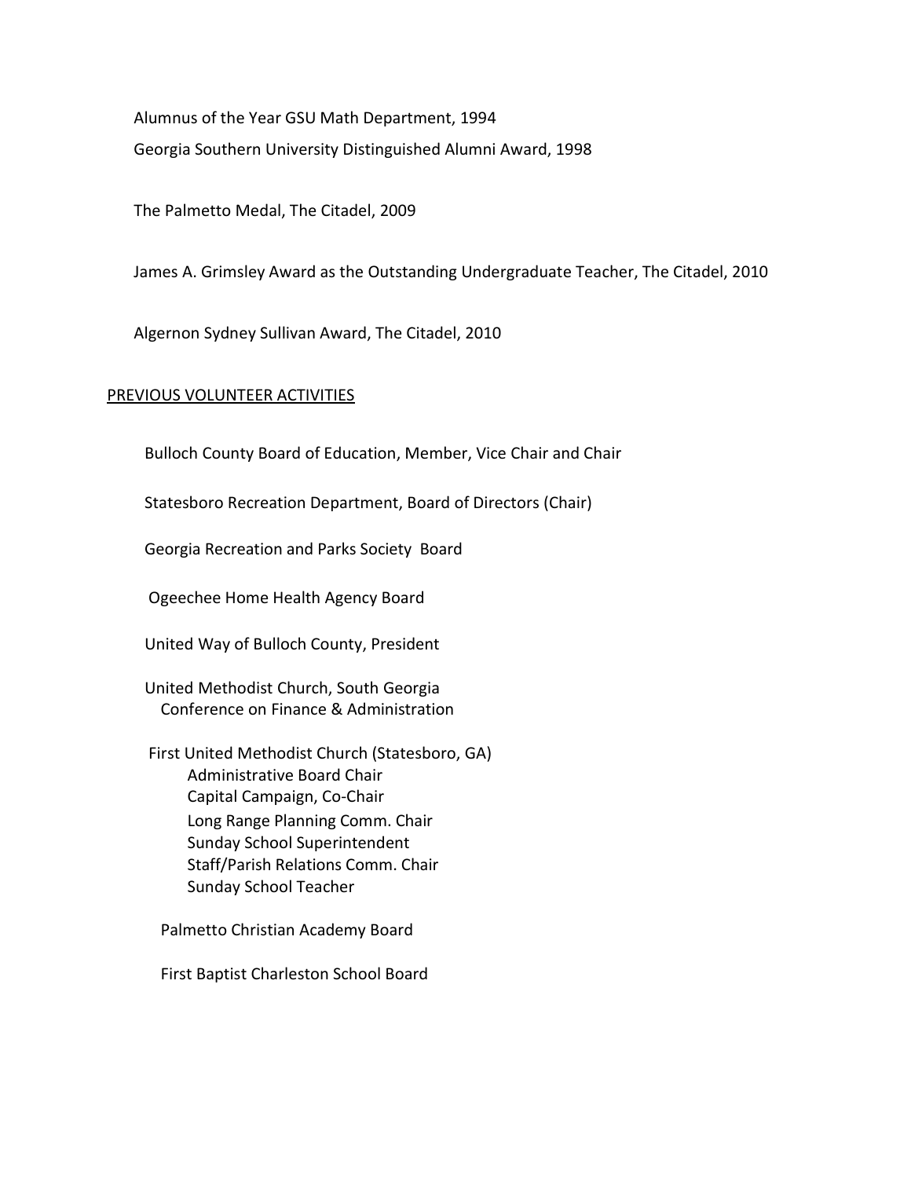Alumnus of the Year GSU Math Department, 1994

Georgia Southern University Distinguished Alumni Award, 1998

The Palmetto Medal, The Citadel, 2009

James A. Grimsley Award as the Outstanding Undergraduate Teacher, The Citadel, 2010

Algernon Sydney Sullivan Award, The Citadel, 2010

## PREVIOUS VOLUNTEER ACTIVITIES

Bulloch County Board of Education, Member, Vice Chair and Chair

Statesboro Recreation Department, Board of Directors (Chair)

Georgia Recreation and Parks Society Board

Ogeechee Home Health Agency Board

United Way of Bulloch County, President

United Methodist Church, South Georgia Conference on Finance & Administration

First United Methodist Church (Statesboro, GA)
- Administrative Board Chair
- Capital Campaign, Co-Chair
- Long Range Planning Comm. Chair
- Sunday School Superintendent
- Staff/Parish Relations Comm. Chair
- Sunday School Teacher

Palmetto Christian Academy Board

First Baptist Charleston School Board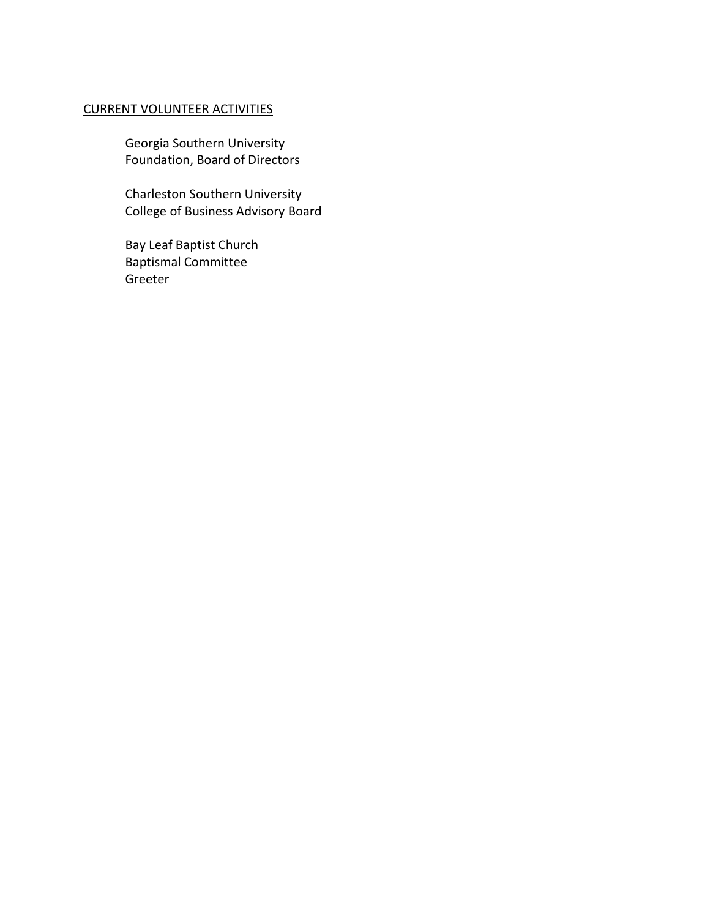## CURRENT VOLUNTEER ACTIVITIES

Georgia Southern University
Foundation, Board of Directors

Charleston Southern University
College of Business Advisory Board

Bay Leaf Baptist Church
Baptismal Committee
Greeter